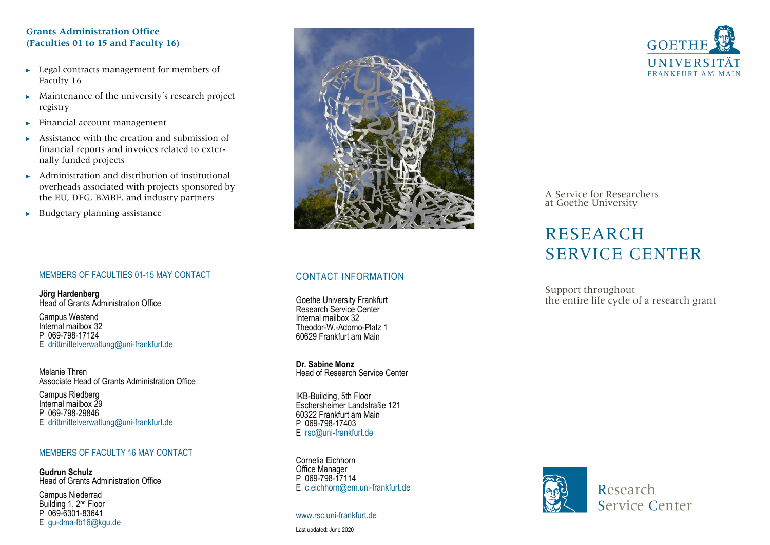## Grants Administration Office (Faculties 01 to 15 and Faculty 16)

- Legal contracts management for members of Faculty 16
- Maintenance of the university´s research project registry
- Financial account management
- Assistance with the creation and submission of financial reports and invoices related to externally funded projects
- Administration and distribution of institutional overheads associated with projects sponsored by the EU, DFG, BMBF, and industry partners
- Budgetary planning assistance

### MEMBERS OF FACULTIES 01-15 MAY CONTACT

**Jörg Hardenberg**
Head of Grants Administration Office

Campus Westend
Internal mailbox 32
P 069-798-17124
E drittmittelverwaltung@uni-frankfurt.de

Melanie Thren
Associate Head of Grants Administration Office

Campus Riedberg
Internal mailbox 29
P 069-798-29846
E drittmittelverwaltung@uni-frankfurt.de

### MEMBERS OF FACULTY 16 MAY CONTACT

**Gudrun Schulz**
Head of Grants Administration Office

Campus Niederrad
Building 1, 2nd Floor
P 069-6301-83641
E gu-dma-fb16@kgu.de

### CONTACT INFORMATION

Goethe University Frankfurt
Research Service Center
Internal mailbox 32
Theodor-W.-Adorno-Platz 1
60629 Frankfurt am Main

**Dr. Sabine Monz**
Head of Research Service Center

IKB-Building, 5th Floor
Eschersheimer Landstraße 121
60322 Frankfurt am Main
P 069-798-17403
E rsc@uni-frankfurt.de

Cornelia Eichhorn
Office Manager
P 069-798-17114
E c.eichhorn@em.uni-frankfurt.de

www.rsc.uni-frankfurt.de

Last updated: June 2020

GOETHE UNIVERSITÄT FRANKFURT AM MAIN

A Service for Researchers at Goethe University

# RESEARCH SERVICE CENTER

Support throughout the entire life cycle of a research grant

Research Service Center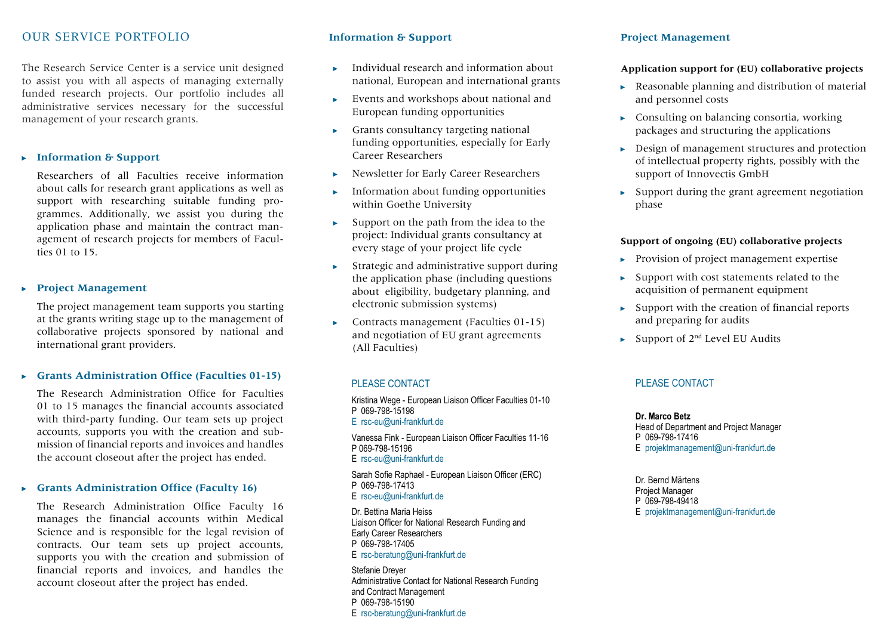# OUR SERVICE PORTFOLIO

The Research Service Center is a service unit designed to assist you with all aspects of managing externally funded research projects. Our portfolio includes all administrative services necessary for the successful management of your research grants.

### ► Information & Support

Researchers of all Faculties receive information about calls for research grant applications as well as support with researching suitable funding programmes. Additionally, we assist you during the application phase and maintain the contract management of research projects for members of Faculties 01 to 15.

### ► Project Management

The project management team supports you starting at the grants writing stage up to the management of collaborative projects sponsored by national and international grant providers.

### ► Grants Administration Office (Faculties 01-15)

The Research Administration Office for Faculties 01 to 15 manages the financial accounts associated with third-party funding. Our team sets up project accounts, supports you with the creation and submission of financial reports and invoices and handles the account closeout after the project has ended.

### ► Grants Administration Office (Faculty 16)

The Research Administration Office Faculty 16 manages the financial accounts within Medical Science and is responsible for the legal revision of contracts. Our team sets up project accounts, supports you with the creation and submission of financial reports and invoices, and handles the account closeout after the project has ended.

## Information & Support

- Individual research and information about national, European and international grants
- Events and workshops about national and European funding opportunities
- Grants consultancy targeting national funding opportunities, especially for Early Career Researchers
- Newsletter for Early Career Researchers
- Information about funding opportunities within Goethe University
- Support on the path from the idea to the project: Individual grants consultancy at every stage of your project life cycle
- Strategic and administrative support during the application phase (including questions about eligibility, budgetary planning, and electronic submission systems)
- Contracts management (Faculties 01-15) and negotiation of EU grant agreements (All Faculties)

### PLEASE CONTACT

Kristina Wege - European Liaison Officer Faculties 01-10
P 069-798-15198
E rsc-eu@uni-frankfurt.de

Vanessa Fink - European Liaison Officer Faculties 11-16
P 069-798-15196
E rsc-eu@uni-frankfurt.de

Sarah Sofie Raphael - European Liaison Officer (ERC)
P 069-798-17413
E rsc-eu@uni-frankfurt.de

Dr. Bettina Maria Heiss
Liaison Officer for National Research Funding and Early Career Researchers
P 069-798-17405
E rsc-beratung@uni-frankfurt.de

Stefanie Dreyer
Administrative Contact for National Research Funding and Contract Management
P 069-798-15190
E rsc-beratung@uni-frankfurt.de

## Project Management

**Application support for (EU) collaborative projects**

- Reasonable planning and distribution of material and personnel costs
- Consulting on balancing consortia, working packages and structuring the applications
- Design of management structures and protection of intellectual property rights, possibly with the support of Innovectis GmbH
- Support during the grant agreement negotiation phase

**Support of ongoing (EU) collaborative projects**

- Provision of project management expertise
- Support with cost statements related to the acquisition of permanent equipment
- Support with the creation of financial reports and preparing for audits
- Support of 2nd Level EU Audits

### PLEASE CONTACT

**Dr. Marco Betz**
Head of Department and Project Manager
P 069-798-17416
E projektmanagement@uni-frankfurt.de

Dr. Bernd Märtens
Project Manager
P 069-798-49418
E projektmanagement@uni-frankfurt.de